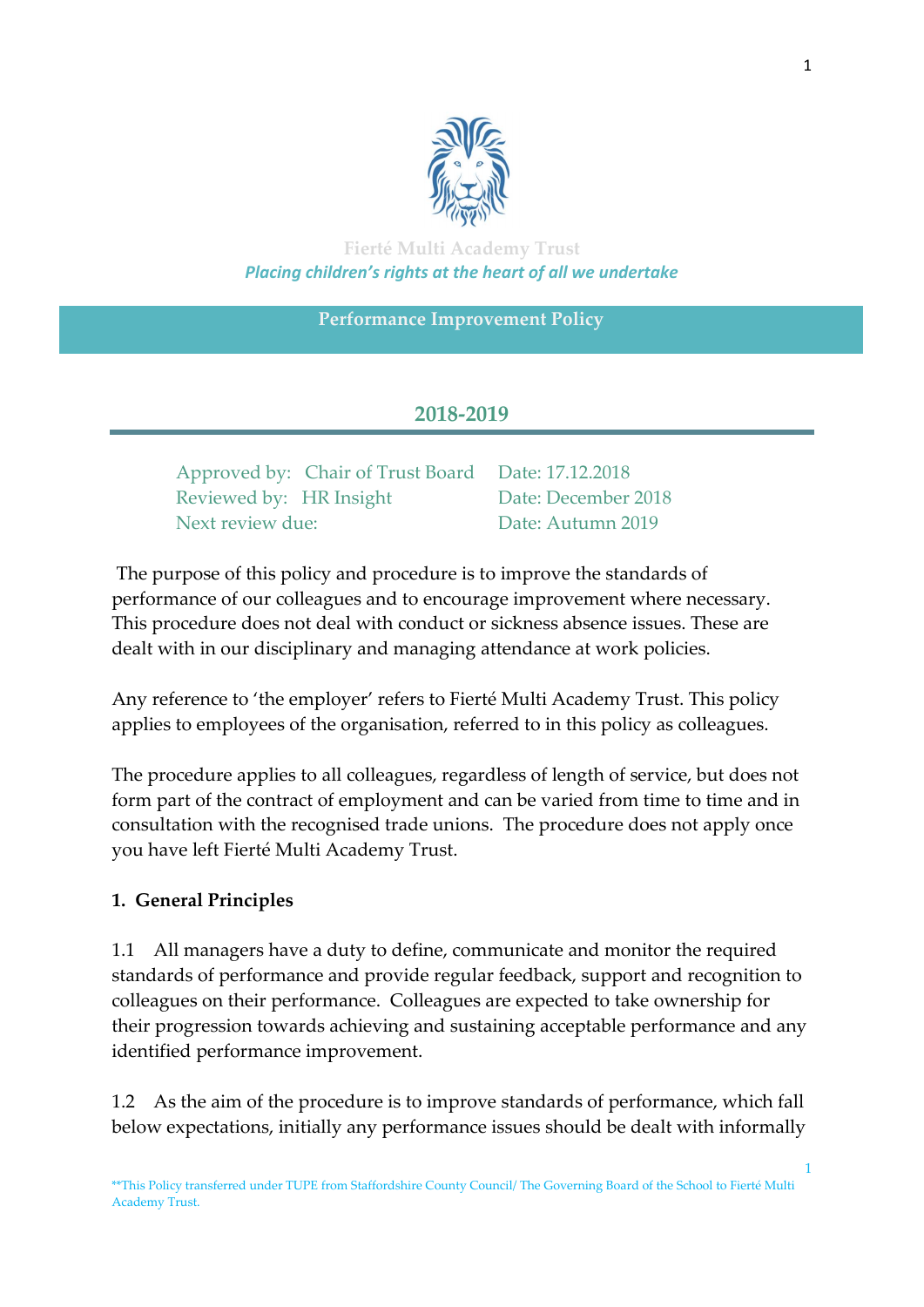Fierté Multi Academy Trust

*Placing children's rights at the heart of all we undertake*

# Performance Improvement Policy

## 2018-2019

| | |
|---|---|
| Approved by: Chair of Trust Board | Date: 17.12.2018 |
| Reviewed by: HR Insight | Date: December 2018 |
| Next review due: | Date: Autumn 2019 |

The purpose of this policy and procedure is to improve the standards of performance of our colleagues and to encourage improvement where necessary. This procedure does not deal with conduct or sickness absence issues. These are dealt with in our disciplinary and managing attendance at work policies.

Any reference to 'the employer' refers to Fierté Multi Academy Trust. This policy applies to employees of the organisation, referred to in this policy as colleagues.

The procedure applies to all colleagues, regardless of length of service, but does not form part of the contract of employment and can be varied from time to time and in consultation with the recognised trade unions. The procedure does not apply once you have left Fierté Multi Academy Trust.

**1. General Principles**

1.1 All managers have a duty to define, communicate and monitor the required standards of performance and provide regular feedback, support and recognition to colleagues on their performance. Colleagues are expected to take ownership for their progression towards achieving and sustaining acceptable performance and any identified performance improvement.

1.2 As the aim of the procedure is to improve standards of performance, which fall below expectations, initially any performance issues should be dealt with informally

**This Policy transferred under TUPE from Staffordshire County Council/ The Governing Board of the School to Fierté Multi Academy Trust.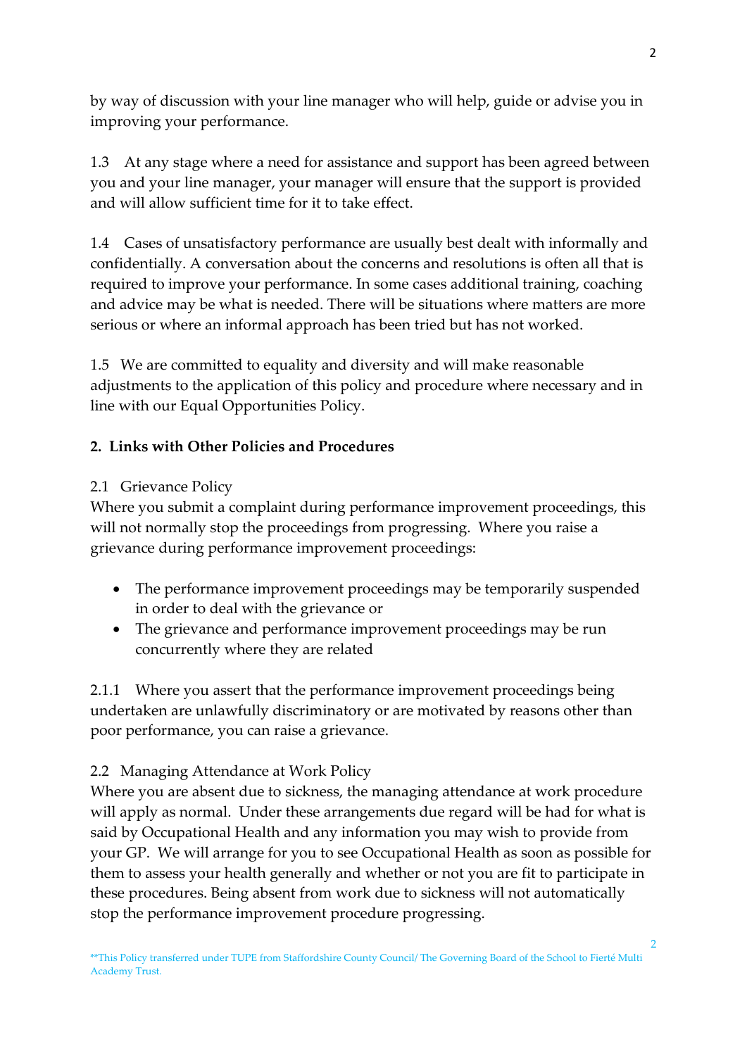by way of discussion with your line manager who will help, guide or advise you in improving your performance.

1.3 At any stage where a need for assistance and support has been agreed between you and your line manager, your manager will ensure that the support is provided and will allow sufficient time for it to take effect.

1.4 Cases of unsatisfactory performance are usually best dealt with informally and confidentially. A conversation about the concerns and resolutions is often all that is required to improve your performance. In some cases additional training, coaching and advice may be what is needed. There will be situations where matters are more serious or where an informal approach has been tried but has not worked.

1.5 We are committed to equality and diversity and will make reasonable adjustments to the application of this policy and procedure where necessary and in line with our Equal Opportunities Policy.

**2. Links with Other Policies and Procedures**

2.1 Grievance Policy
Where you submit a complaint during performance improvement proceedings, this will not normally stop the proceedings from progressing. Where you raise a grievance during performance improvement proceedings:

- The performance improvement proceedings may be temporarily suspended in order to deal with the grievance or
- The grievance and performance improvement proceedings may be run concurrently where they are related

2.1.1 Where you assert that the performance improvement proceedings being undertaken are unlawfully discriminatory or are motivated by reasons other than poor performance, you can raise a grievance.

2.2 Managing Attendance at Work Policy
Where you are absent due to sickness, the managing attendance at work procedure will apply as normal. Under these arrangements due regard will be had for what is said by Occupational Health and any information you may wish to provide from your GP. We will arrange for you to see Occupational Health as soon as possible for them to assess your health generally and whether or not you are fit to participate in these procedures. Being absent from work due to sickness will not automatically stop the performance improvement procedure progressing.

**This Policy transferred under TUPE from Staffordshire County Council/ The Governing Board of the School to Fierté Multi Academy Trust.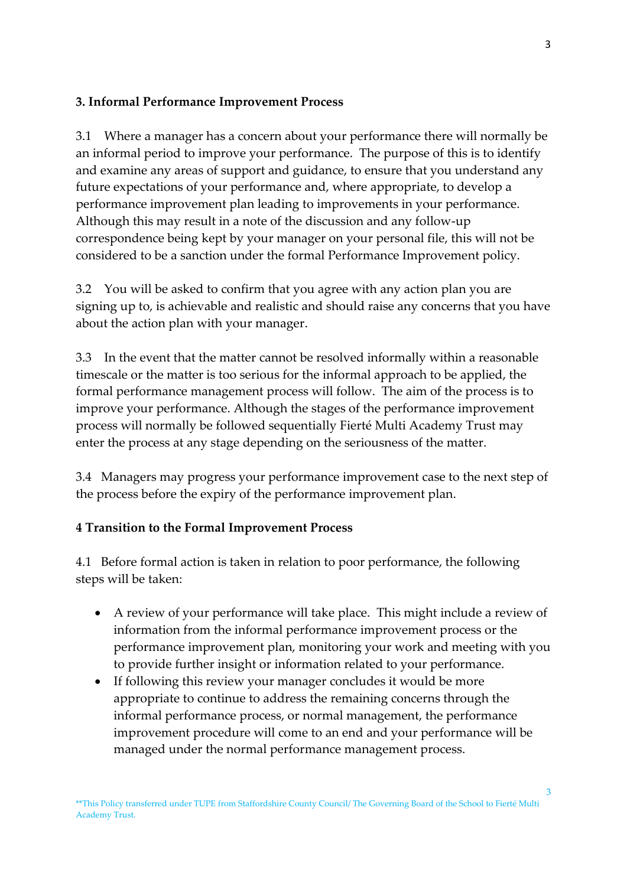### 3. Informal Performance Improvement Process

3.1 Where a manager has a concern about your performance there will normally be an informal period to improve your performance. The purpose of this is to identify and examine any areas of support and guidance, to ensure that you understand any future expectations of your performance and, where appropriate, to develop a performance improvement plan leading to improvements in your performance. Although this may result in a note of the discussion and any follow-up correspondence being kept by your manager on your personal file, this will not be considered to be a sanction under the formal Performance Improvement policy.

3.2 You will be asked to confirm that you agree with any action plan you are signing up to, is achievable and realistic and should raise any concerns that you have about the action plan with your manager.

3.3 In the event that the matter cannot be resolved informally within a reasonable timescale or the matter is too serious for the informal approach to be applied, the formal performance management process will follow. The aim of the process is to improve your performance. Although the stages of the performance improvement process will normally be followed sequentially Fierté Multi Academy Trust may enter the process at any stage depending on the seriousness of the matter.

3.4 Managers may progress your performance improvement case to the next step of the process before the expiry of the performance improvement plan.

### 4 Transition to the Formal Improvement Process

4.1 Before formal action is taken in relation to poor performance, the following steps will be taken:

- A review of your performance will take place. This might include a review of information from the informal performance improvement process or the performance improvement plan, monitoring your work and meeting with you to provide further insight or information related to your performance.
- If following this review your manager concludes it would be more appropriate to continue to address the remaining concerns through the informal performance process, or normal management, the performance improvement procedure will come to an end and your performance will be managed under the normal performance management process.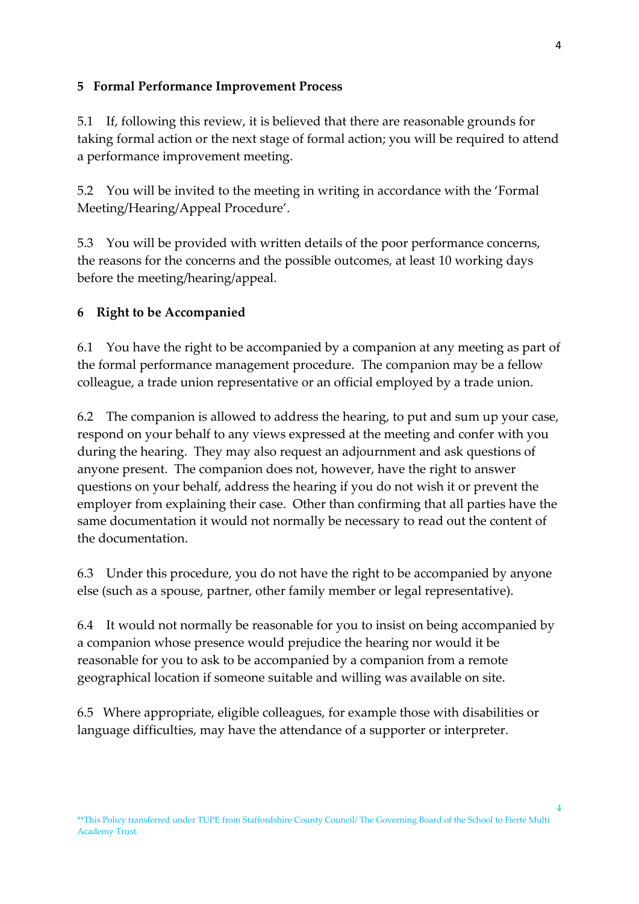## 5 Formal Performance Improvement Process

5.1 If, following this review, it is believed that there are reasonable grounds for taking formal action or the next stage of formal action; you will be required to attend a performance improvement meeting.

5.2 You will be invited to the meeting in writing in accordance with the 'Formal Meeting/Hearing/Appeal Procedure'.

5.3 You will be provided with written details of the poor performance concerns, the reasons for the concerns and the possible outcomes, at least 10 working days before the meeting/hearing/appeal.

## 6 Right to be Accompanied

6.1 You have the right to be accompanied by a companion at any meeting as part of the formal performance management procedure. The companion may be a fellow colleague, a trade union representative or an official employed by a trade union.

6.2 The companion is allowed to address the hearing, to put and sum up your case, respond on your behalf to any views expressed at the meeting and confer with you during the hearing. They may also request an adjournment and ask questions of anyone present. The companion does not, however, have the right to answer questions on your behalf, address the hearing if you do not wish it or prevent the employer from explaining their case. Other than confirming that all parties have the same documentation it would not normally be necessary to read out the content of the documentation.

6.3 Under this procedure, you do not have the right to be accompanied by anyone else (such as a spouse, partner, other family member or legal representative).

6.4 It would not normally be reasonable for you to insist on being accompanied by a companion whose presence would prejudice the hearing nor would it be reasonable for you to ask to be accompanied by a companion from a remote geographical location if someone suitable and willing was available on site.

6.5 Where appropriate, eligible colleagues, for example those with disabilities or language difficulties, may have the attendance of a supporter or interpreter.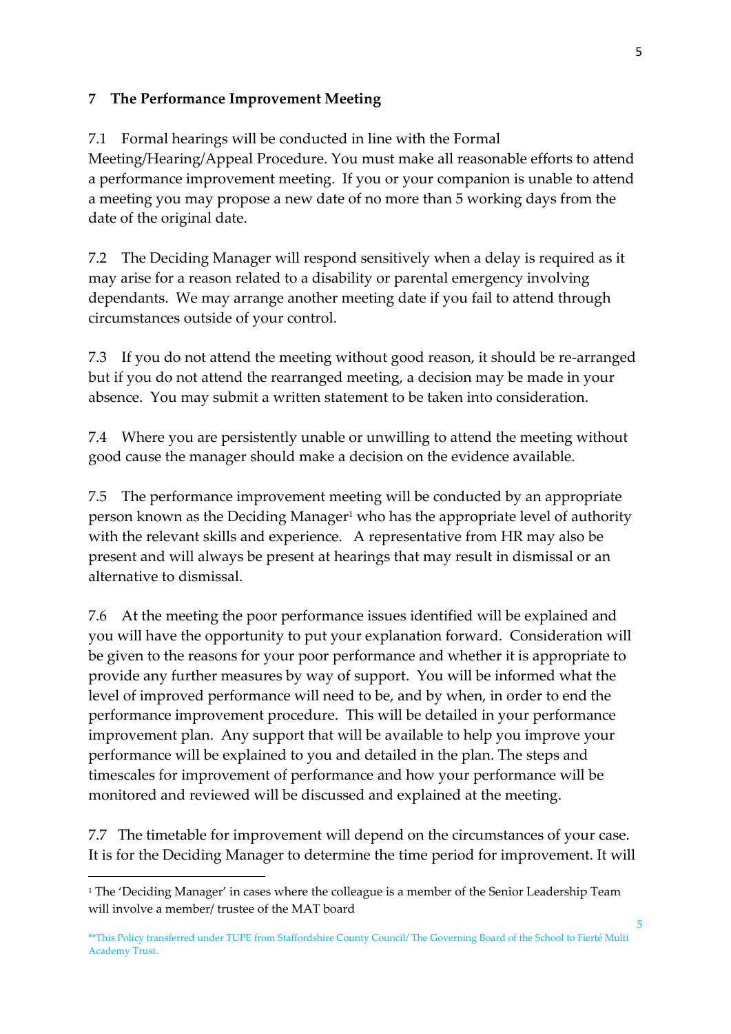## 7 The Performance Improvement Meeting

7.1 Formal hearings will be conducted in line with the Formal Meeting/Hearing/Appeal Procedure. You must make all reasonable efforts to attend a performance improvement meeting. If you or your companion is unable to attend a meeting you may propose a new date of no more than 5 working days from the date of the original date.

7.2 The Deciding Manager will respond sensitively when a delay is required as it may arise for a reason related to a disability or parental emergency involving dependants. We may arrange another meeting date if you fail to attend through circumstances outside of your control.

7.3 If you do not attend the meeting without good reason, it should be re-arranged but if you do not attend the rearranged meeting, a decision may be made in your absence. You may submit a written statement to be taken into consideration.

7.4 Where you are persistently unable or unwilling to attend the meeting without good cause the manager should make a decision on the evidence available.

7.5 The performance improvement meeting will be conducted by an appropriate person known as the Deciding Manager[1] who has the appropriate level of authority with the relevant skills and experience. A representative from HR may also be present and will always be present at hearings that may result in dismissal or an alternative to dismissal.

7.6 At the meeting the poor performance issues identified will be explained and you will have the opportunity to put your explanation forward. Consideration will be given to the reasons for your poor performance and whether it is appropriate to provide any further measures by way of support. You will be informed what the level of improved performance will need to be, and by when, in order to end the performance improvement procedure. This will be detailed in your performance improvement plan. Any support that will be available to help you improve your performance will be explained to you and detailed in the plan. The steps and timescales for improvement of performance and how your performance will be monitored and reviewed will be discussed and explained at the meeting.

7.7 The timetable for improvement will depend on the circumstances of your case. It is for the Deciding Manager to determine the time period for improvement. It will

[1] The 'Deciding Manager' in cases where the colleague is a member of the Senior Leadership Team will involve a member/ trustee of the MAT board

**This Policy transferred under TUPE from Staffordshire County Council/ The Governing Board of the School to Fierté Multi Academy Trust.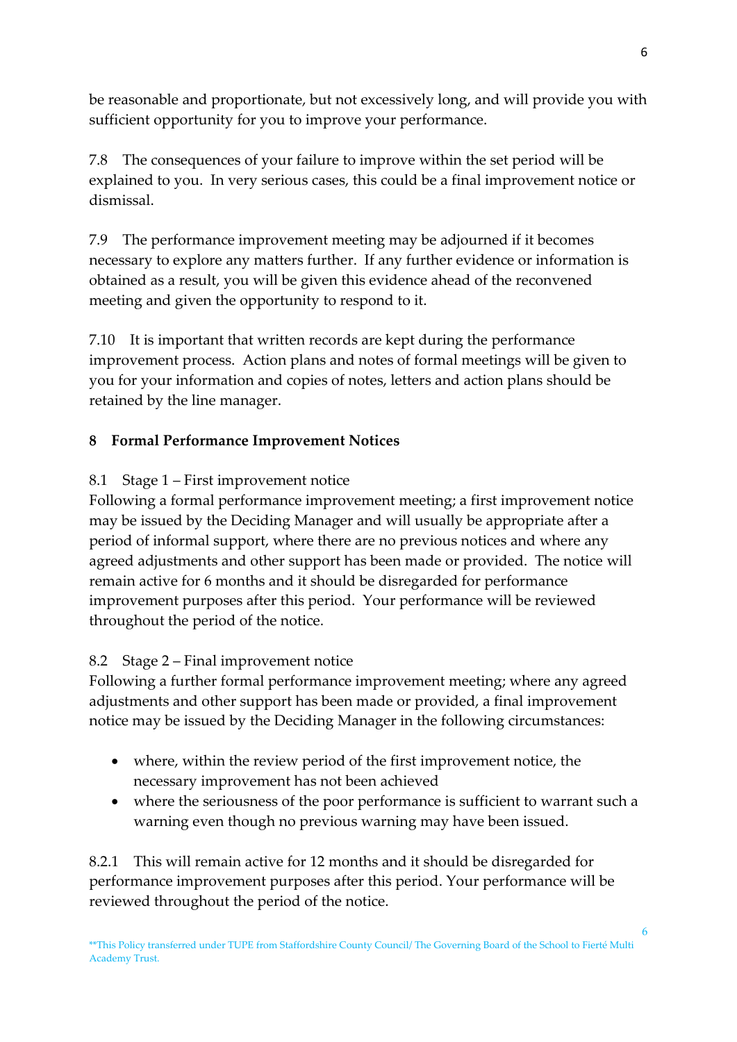be reasonable and proportionate, but not excessively long, and will provide you with sufficient opportunity for you to improve your performance.

7.8 The consequences of your failure to improve within the set period will be explained to you. In very serious cases, this could be a final improvement notice or dismissal.

7.9 The performance improvement meeting may be adjourned if it becomes necessary to explore any matters further. If any further evidence or information is obtained as a result, you will be given this evidence ahead of the reconvened meeting and given the opportunity to respond to it.

7.10 It is important that written records are kept during the performance improvement process. Action plans and notes of formal meetings will be given to you for your information and copies of notes, letters and action plans should be retained by the line manager.

## 8 Formal Performance Improvement Notices

8.1 Stage 1 – First improvement notice
Following a formal performance improvement meeting; a first improvement notice may be issued by the Deciding Manager and will usually be appropriate after a period of informal support, where there are no previous notices and where any agreed adjustments and other support has been made or provided. The notice will remain active for 6 months and it should be disregarded for performance improvement purposes after this period. Your performance will be reviewed throughout the period of the notice.

8.2 Stage 2 – Final improvement notice
Following a further formal performance improvement meeting; where any agreed adjustments and other support has been made or provided, a final improvement notice may be issued by the Deciding Manager in the following circumstances:

- where, within the review period of the first improvement notice, the necessary improvement has not been achieved
- where the seriousness of the poor performance is sufficient to warrant such a warning even though no previous warning may have been issued.

8.2.1 This will remain active for 12 months and it should be disregarded for performance improvement purposes after this period. Your performance will be reviewed throughout the period of the notice.

**This Policy transferred under TUPE from Staffordshire County Council/ The Governing Board of the School to Fierté Multi Academy Trust.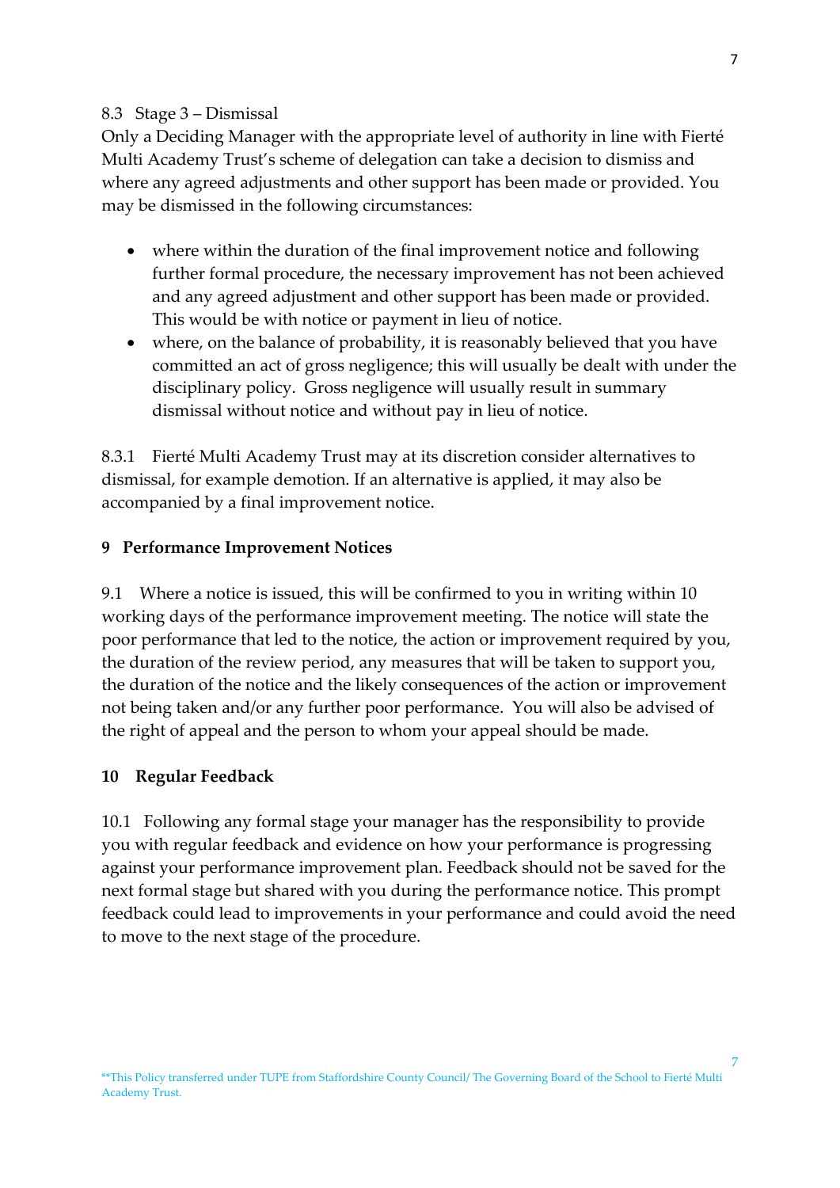8.3 Stage 3 – Dismissal

Only a Deciding Manager with the appropriate level of authority in line with Fierté Multi Academy Trust's scheme of delegation can take a decision to dismiss and where any agreed adjustments and other support has been made or provided. You may be dismissed in the following circumstances:

- where within the duration of the final improvement notice and following further formal procedure, the necessary improvement has not been achieved and any agreed adjustment and other support has been made or provided. This would be with notice or payment in lieu of notice.
- where, on the balance of probability, it is reasonably believed that you have committed an act of gross negligence; this will usually be dealt with under the disciplinary policy. Gross negligence will usually result in summary dismissal without notice and without pay in lieu of notice.

8.3.1 Fierté Multi Academy Trust may at its discretion consider alternatives to dismissal, for example demotion. If an alternative is applied, it may also be accompanied by a final improvement notice.

## 9 Performance Improvement Notices

9.1 Where a notice is issued, this will be confirmed to you in writing within 10 working days of the performance improvement meeting. The notice will state the poor performance that led to the notice, the action or improvement required by you, the duration of the review period, any measures that will be taken to support you, the duration of the notice and the likely consequences of the action or improvement not being taken and/or any further poor performance. You will also be advised of the right of appeal and the person to whom your appeal should be made.

## 10 Regular Feedback

10.1 Following any formal stage your manager has the responsibility to provide you with regular feedback and evidence on how your performance is progressing against your performance improvement plan. Feedback should not be saved for the next formal stage but shared with you during the performance notice. This prompt feedback could lead to improvements in your performance and could avoid the need to move to the next stage of the procedure.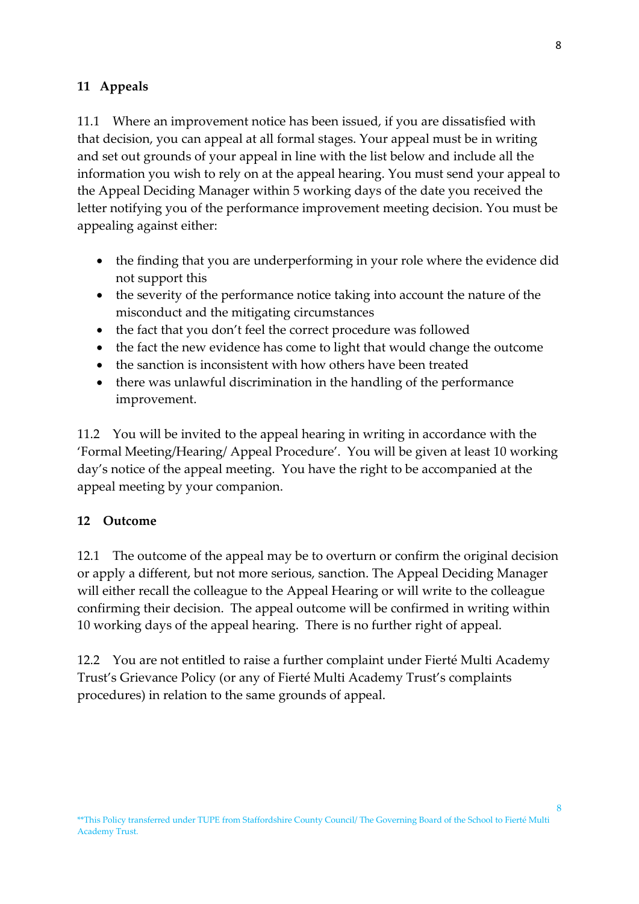## 11 Appeals

11.1 Where an improvement notice has been issued, if you are dissatisfied with that decision, you can appeal at all formal stages. Your appeal must be in writing and set out grounds of your appeal in line with the list below and include all the information you wish to rely on at the appeal hearing. You must send your appeal to the Appeal Deciding Manager within 5 working days of the date you received the letter notifying you of the performance improvement meeting decision. You must be appealing against either:

- the finding that you are underperforming in your role where the evidence did not support this
- the severity of the performance notice taking into account the nature of the misconduct and the mitigating circumstances
- the fact that you don't feel the correct procedure was followed
- the fact the new evidence has come to light that would change the outcome
- the sanction is inconsistent with how others have been treated
- there was unlawful discrimination in the handling of the performance improvement.

11.2 You will be invited to the appeal hearing in writing in accordance with the 'Formal Meeting/Hearing/ Appeal Procedure'. You will be given at least 10 working day's notice of the appeal meeting. You have the right to be accompanied at the appeal meeting by your companion.

## 12 Outcome

12.1 The outcome of the appeal may be to overturn or confirm the original decision or apply a different, but not more serious, sanction. The Appeal Deciding Manager will either recall the colleague to the Appeal Hearing or will write to the colleague confirming their decision. The appeal outcome will be confirmed in writing within 10 working days of the appeal hearing. There is no further right of appeal.

12.2 You are not entitled to raise a further complaint under Fierté Multi Academy Trust's Grievance Policy (or any of Fierté Multi Academy Trust's complaints procedures) in relation to the same grounds of appeal.